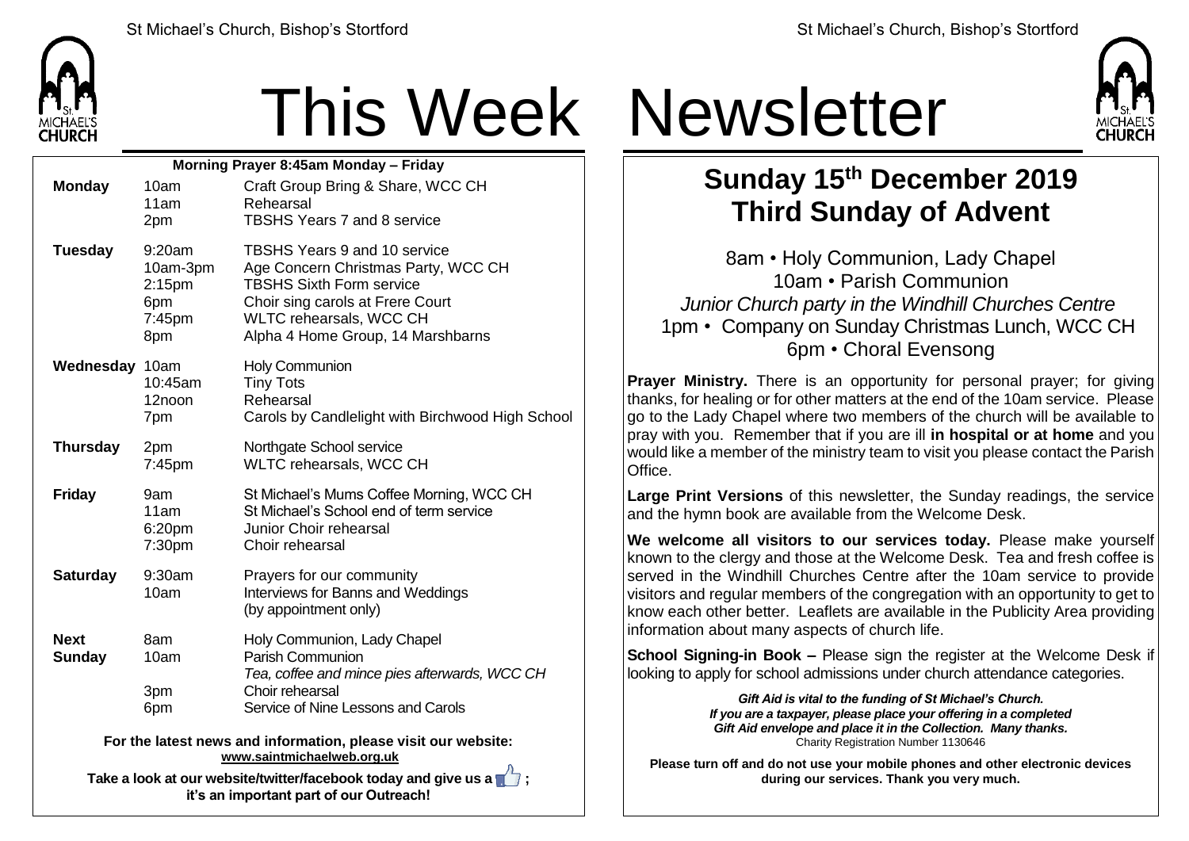# This Week Newsletter

**Morning Prayer 8:45am Monday – Friday**

| | | |
|---|---|---|
| **Monday** | 10am | Craft Group Bring & Share, WCC CH |
| | 11am | Rehearsal |
| | 2pm | TBSHS Years 7 and 8 service |
| **Tuesday** | 9:20am | TBSHS Years 9 and 10 service |
| | 10am-3pm | Age Concern Christmas Party, WCC CH |
| | 2:15pm | TBSHS Sixth Form service |
| | 6pm | Choir sing carols at Frere Court |
| | 7:45pm | WLTC rehearsals, WCC CH |
| | 8pm | Alpha 4 Home Group, 14 Marshbarns |
| **Wednesday** | 10am | Holy Communion |
| | 10:45am | Tiny Tots |
| | 12noon | Rehearsal |
| | 7pm | Carols by Candlelight with Birchwood High School |
| **Thursday** | 2pm | Northgate School service |
| | 7:45pm | WLTC rehearsals, WCC CH |
| **Friday** | 9am | St Michael's Mums Coffee Morning, WCC CH |
| | 11am | St Michael's School end of term service |
| | 6:20pm | Junior Choir rehearsal |
| | 7:30pm | Choir rehearsal |
| **Saturday** | 9:30am | Prayers for our community |
| | 10am | Interviews for Banns and Weddings (by appointment only) |
| **Next Sunday** | 8am | Holy Communion, Lady Chapel |
| | 10am | Parish Communion<br>*Tea, coffee and mince pies afterwards, WCC CH* |
| | 3pm | Choir rehearsal |
| | 6pm | Service of Nine Lessons and Carols |

**For the latest news and information, please visit our website:**
**www.saintmichaelweb.org.uk**

**Take a look at our website/twitter/facebook today and give us a 👍 ; it's an important part of our Outreach!**

## Sunday 15th December 2019
## Third Sunday of Advent

8am • Holy Communion, Lady Chapel
10am • Parish Communion
*Junior Church party in the Windhill Churches Centre*
1pm • Company on Sunday Christmas Lunch, WCC CH
6pm • Choral Evensong

**Prayer Ministry.** There is an opportunity for personal prayer; for giving thanks, for healing or for other matters at the end of the 10am service. Please go to the Lady Chapel where two members of the church will be available to pray with you. Remember that if you are ill **in hospital or at home** and you would like a member of the ministry team to visit you please contact the Parish Office.

**Large Print Versions** of this newsletter, the Sunday readings, the service and the hymn book are available from the Welcome Desk.

**We welcome all visitors to our services today.** Please make yourself known to the clergy and those at the Welcome Desk. Tea and fresh coffee is served in the Windhill Churches Centre after the 10am service to provide visitors and regular members of the congregation with an opportunity to get to know each other better. Leaflets are available in the Publicity Area providing information about many aspects of church life.

**School Signing-in Book –** Please sign the register at the Welcome Desk if looking to apply for school admissions under church attendance categories.

***Gift Aid is vital to the funding of St Michael's Church. If you are a taxpayer, please place your offering in a completed Gift Aid envelope and place it in the Collection. Many thanks.***
Charity Registration Number 1130646

**Please turn off and do not use your mobile phones and other electronic devices during our services. Thank you very much.**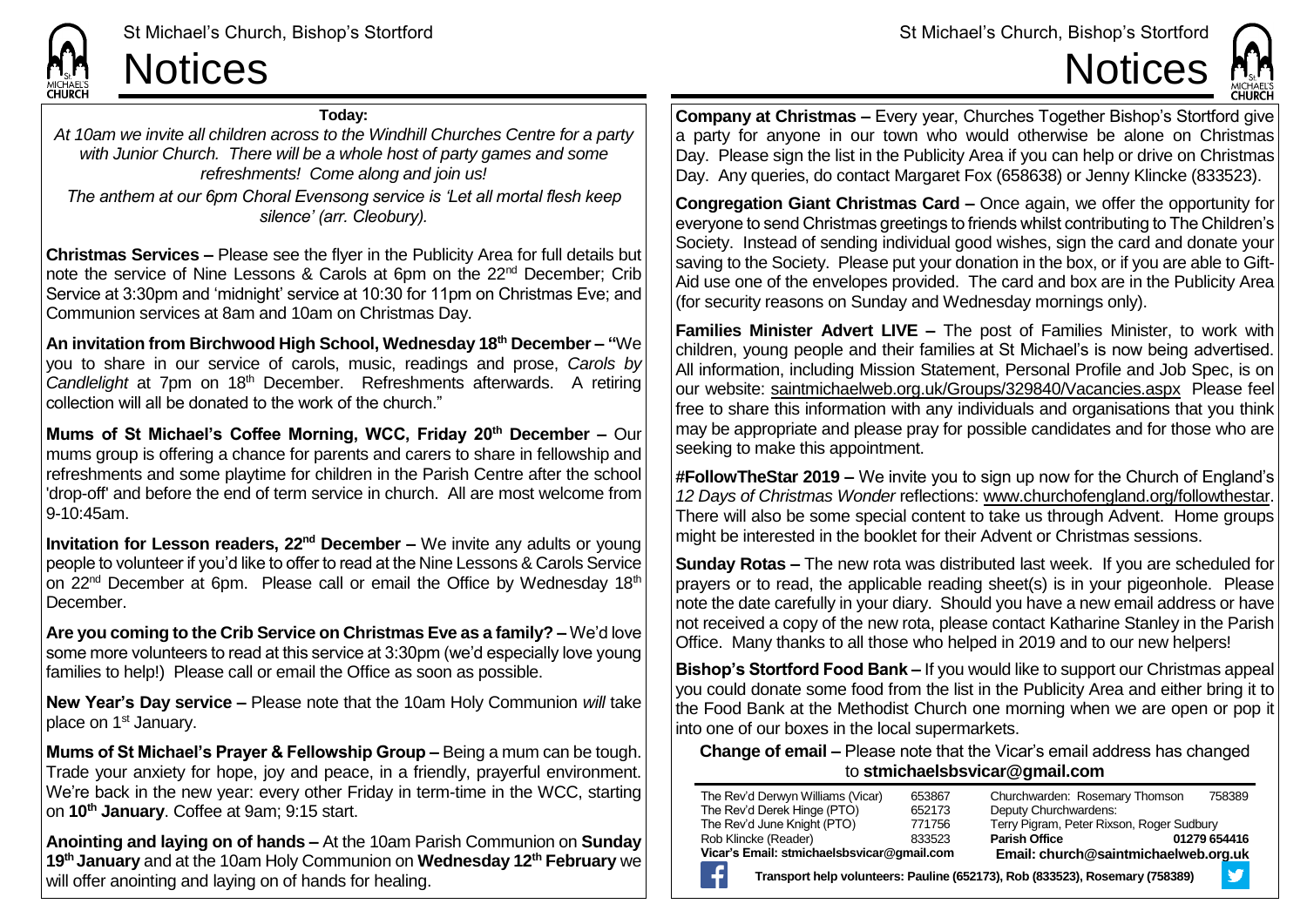# Notices

**Today:**

*At 10am we invite all children across to the Windhill Churches Centre for a party with Junior Church. There will be a whole host of party games and some refreshments! Come along and join us!*

*The anthem at our 6pm Choral Evensong service is 'Let all mortal flesh keep silence' (arr. Cleobury).*

**Christmas Services –** Please see the flyer in the Publicity Area for full details but note the service of Nine Lessons & Carols at 6pm on the 22nd December; Crib Service at 3:30pm and 'midnight' service at 10:30 for 11pm on Christmas Eve; and Communion services at 8am and 10am on Christmas Day.

**An invitation from Birchwood High School, Wednesday 18th December – "**We you to share in our service of carols, music, readings and prose, *Carols by Candlelight* at 7pm on 18th December. Refreshments afterwards. A retiring collection will all be donated to the work of the church."

**Mums of St Michael's Coffee Morning, WCC, Friday 20th December –** Our mums group is offering a chance for parents and carers to share in fellowship and refreshments and some playtime for children in the Parish Centre after the school 'drop-off' and before the end of term service in church. All are most welcome from 9-10:45am.

**Invitation for Lesson readers, 22nd December –** We invite any adults or young people to volunteer if you'd like to offer to read at the Nine Lessons & Carols Service on 22nd December at 6pm. Please call or email the Office by Wednesday 18th December.

**Are you coming to the Crib Service on Christmas Eve as a family? –** We'd love some more volunteers to read at this service at 3:30pm (we'd especially love young families to help!) Please call or email the Office as soon as possible.

**New Year's Day service –** Please note that the 10am Holy Communion *will* take place on 1st January.

**Mums of St Michael's Prayer & Fellowship Group –** Being a mum can be tough. Trade your anxiety for hope, joy and peace, in a friendly, prayerful environment. We're back in the new year: every other Friday in term-time in the WCC, starting on **10th January**. Coffee at 9am; 9:15 start.

**Anointing and laying on of hands –** At the 10am Parish Communion on **Sunday 19th January** and at the 10am Holy Communion on **Wednesday 12th February** we will offer anointing and laying on of hands for healing.

**Company at Christmas –** Every year, Churches Together Bishop's Stortford give a party for anyone in our town who would otherwise be alone on Christmas Day. Please sign the list in the Publicity Area if you can help or drive on Christmas Day. Any queries, do contact Margaret Fox (658638) or Jenny Klincke (833523).

**Congregation Giant Christmas Card –** Once again, we offer the opportunity for everyone to send Christmas greetings to friends whilst contributing to The Children's Society. Instead of sending individual good wishes, sign the card and donate your saving to the Society. Please put your donation in the box, or if you are able to Gift-Aid use one of the envelopes provided. The card and box are in the Publicity Area (for security reasons on Sunday and Wednesday mornings only).

**Families Minister Advert LIVE –** The post of Families Minister, to work with children, young people and their families at St Michael's is now being advertised. All information, including Mission Statement, Personal Profile and Job Spec, is on our website: saintmichaelweb.org.uk/Groups/329840/Vacancies.aspx Please feel free to share this information with any individuals and organisations that you think may be appropriate and please pray for possible candidates and for those who are seeking to make this appointment.

**#FollowTheStar 2019 –** We invite you to sign up now for the Church of England's *12 Days of Christmas Wonder* reflections: www.churchofengland.org/followthestar. There will also be some special content to take us through Advent. Home groups might be interested in the booklet for their Advent or Christmas sessions.

**Sunday Rotas –** The new rota was distributed last week. If you are scheduled for prayers or to read, the applicable reading sheet(s) is in your pigeonhole. Please note the date carefully in your diary. Should you have a new email address or have not received a copy of the new rota, please contact Katharine Stanley in the Parish Office. Many thanks to all those who helped in 2019 and to our new helpers!

**Bishop's Stortford Food Bank –** If you would like to support our Christmas appeal you could donate some food from the list in the Publicity Area and either bring it to the Food Bank at the Methodist Church one morning when we are open or pop it into one of our boxes in the local supermarkets.

**Change of email –** Please note that the Vicar's email address has changed to **stmichaelsbsvicar@gmail.com**

| | | | |
|---|---|---|---|
| The Rev'd Derwyn Williams (Vicar) | 653867 | Churchwarden: Rosemary Thomson | 758389 |
| The Rev'd Derek Hinge (PTO) | 652173 | Deputy Churchwardens: | |
| The Rev'd June Knight (PTO) | 771756 | Terry Pigram, Peter Rixson, Roger Sudbury | |
| Rob Klincke (Reader) | 833523 | **Parish Office** | **01279 654416** |
| **Vicar's Email: stmichaelsbsvicar@gmail.com** | | **Email: church@saintmichaelweb.org.uk** | |

**Transport help volunteers: Pauline (652173), Rob (833523), Rosemary (758389)**